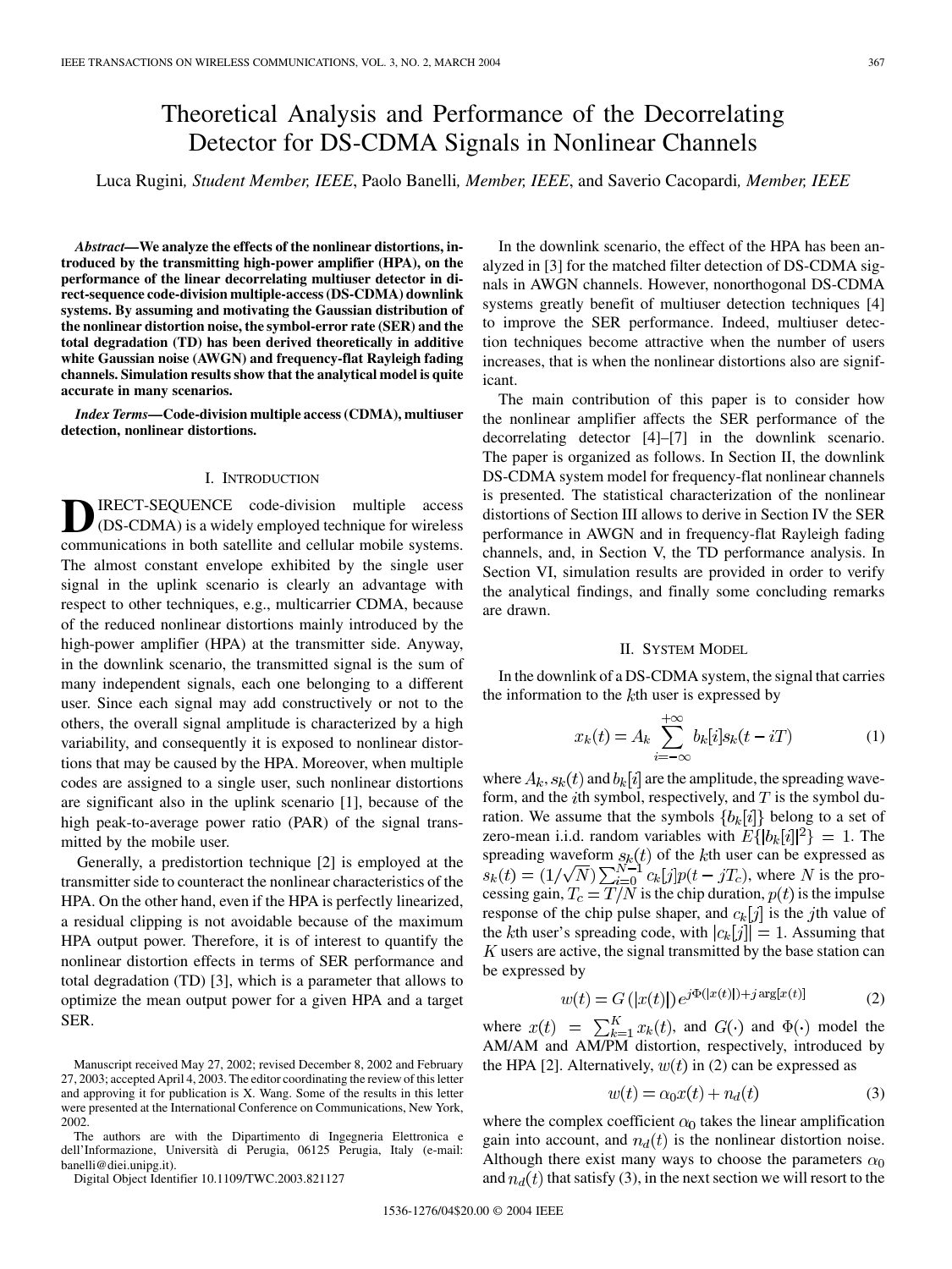# Theoretical Analysis and Performance of the Decorrelating Detector for DS-CDMA Signals in Nonlinear Channels

Luca Rugini, *Student Member, IEEE*, Paolo Banelli, *Member, IEEE*, and Saverio Cacopardi, *Member, IEEE*

***Abstract*—We analyze the effects of the nonlinear distortions, introduced by the transmitting high-power amplifier (HPA), on the performance of the linear decorrelating multiuser detector in direct-sequence code-division multiple-access (DS-CDMA) downlink systems. By assuming and motivating the Gaussian distribution of the nonlinear distortion noise, the symbol-error rate (SER) and the total degradation (TD) has been derived theoretically in additive white Gaussian noise (AWGN) and frequency-flat Rayleigh fading channels. Simulation results show that the analytical model is quite accurate in many scenarios.**

***Index Terms*—Code-division multiple access (CDMA), multiuser detection, nonlinear distortions.**

## I. Introduction

DIRECT-SEQUENCE code-division multiple access (DS-CDMA) is a widely employed technique for wireless communications in both satellite and cellular mobile systems. The almost constant envelope exhibited by the single user signal in the uplink scenario is clearly an advantage with respect to other techniques, e.g., multicarrier CDMA, because of the reduced nonlinear distortions mainly introduced by the high-power amplifier (HPA) at the transmitter side. Anyway, in the downlink scenario, the transmitted signal is the sum of many independent signals, each one belonging to a different user. Since each signal may add constructively or not to the others, the overall signal amplitude is characterized by a high variability, and consequently it is exposed to nonlinear distortions that may be caused by the HPA. Moreover, when multiple codes are assigned to a single user, such nonlinear distortions are significant also in the uplink scenario [1], because of the high peak-to-average power ratio (PAR) of the signal transmitted by the mobile user.

Generally, a predistortion technique [2] is employed at the transmitter side to counteract the nonlinear characteristics of the HPA. On the other hand, even if the HPA is perfectly linearized, a residual clipping is not avoidable because of the maximum HPA output power. Therefore, it is of interest to quantify the nonlinear distortion effects in terms of SER performance and total degradation (TD) [3], which is a parameter that allows to optimize the mean output power for a given HPA and a target SER.

Manuscript received May 27, 2002; revised December 8, 2002 and February 27, 2003; accepted April 4, 2003. The editor coordinating the review of this letter and approving it for publication is X. Wang. Some of the results in this letter were presented at the International Conference on Communications, New York, 2002.

The authors are with the Dipartimento di Ingegneria Elettronica e dell'Informazione, Università di Perugia, 06125 Perugia, Italy (e-mail: banelli@diei.unipg.it).

Digital Object Identifier 10.1109/TWC.2003.821127

In the downlink scenario, the effect of the HPA has been analyzed in [3] for the matched filter detection of DS-CDMA signals in AWGN channels. However, nonorthogonal DS-CDMA systems greatly benefit of multiuser detection techniques [4] to improve the SER performance. Indeed, multiuser detection techniques become attractive when the number of users increases, that is when the nonlinear distortions also are significant.

The main contribution of this paper is to consider how the nonlinear amplifier affects the SER performance of the decorrelating detector [4]–[7] in the downlink scenario. The paper is organized as follows. In Section II, the downlink DS-CDMA system model for frequency-flat nonlinear channels is presented. The statistical characterization of the nonlinear distortions of Section III allows to derive in Section IV the SER performance in AWGN and in frequency-flat Rayleigh fading channels, and, in Section V, the TD performance analysis. In Section VI, simulation results are provided in order to verify the analytical findings, and finally some concluding remarks are drawn.

## II. System Model

In the downlink of a DS-CDMA system, the signal that carries the information to the $k$th user is expressed by

$$x_k(t) = A_k \sum_{i=-\infty}^{+\infty} b_k[i] s_k(t - iT) \tag{1}$$

where $A_k$, $s_k(t)$ and $b_k[i]$ are the amplitude, the spreading waveform, and the $i$th symbol, respectively, and $T$ is the symbol duration. We assume that the symbols $\{b_k[i]\}$ belong to a set of zero-mean i.i.d. random variables with $E\{|b_k[i]|^2\} = 1$. The spreading waveform $s_k(t)$ of the $k$th user can be expressed as $s_k(t) = (1/\sqrt{N}) \sum_{i=0}^{N-1} c_k[j] p(t - jT_c)$, where $N$ is the processing gain, $T_c = T/N$ is the chip duration, $p(t)$ is the impulse response of the chip pulse shaper, and $c_k[j]$ is the $j$th value of the $k$th user's spreading code, with $|c_k[j]| = 1$. Assuming that $K$ users are active, the signal transmitted by the base station can be expressed by

$$w(t) = G(|x(t)|) e^{j\Phi(|x(t)|) + j \arg[x(t)]} \tag{2}$$

where $x(t) = \sum_{k=1}^{K} x_k(t)$, and $G(\cdot)$ and $\Phi(\cdot)$ model the AM/AM and AM/PM distortion, respectively, introduced by the HPA [2]. Alternatively, $w(t)$ in (2) can be expressed as

$$w(t) = \alpha_0 x(t) + n_d(t) \tag{3}$$

where the complex coefficient $\alpha_0$ takes the linear amplification gain into account, and $n_d(t)$ is the nonlinear distortion noise. Although there exist many ways to choose the parameters $\alpha_0$ and $n_d(t)$ that satisfy (3), in the next section we will resort to the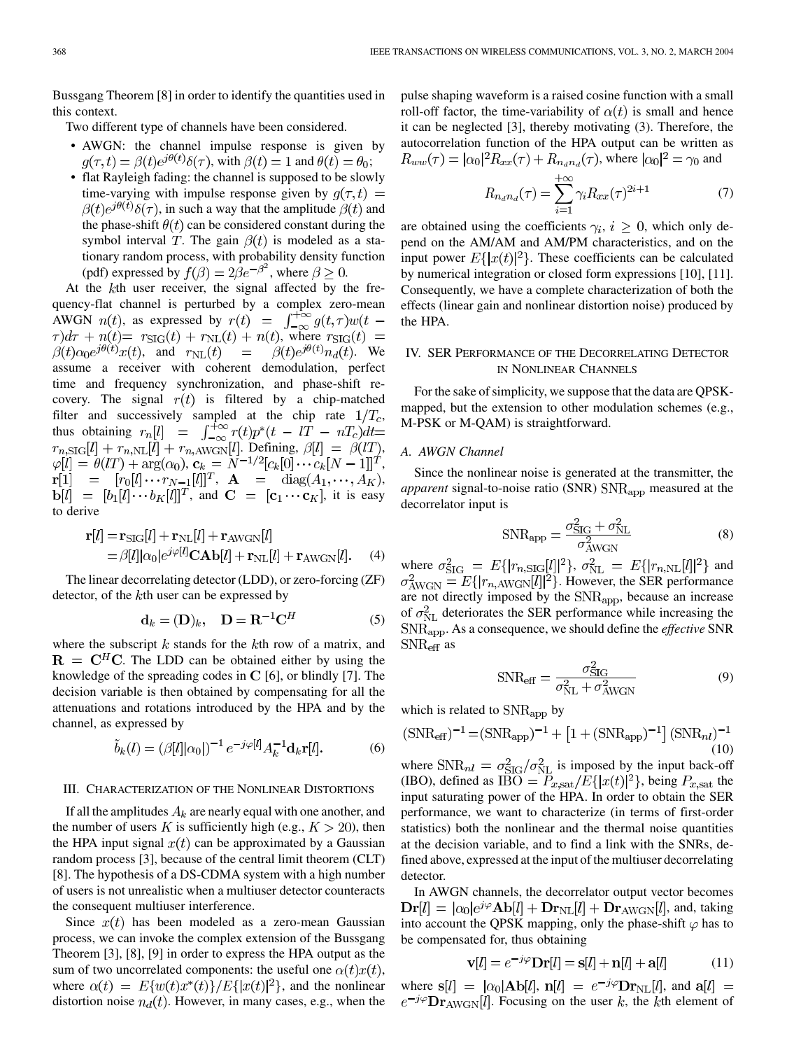Bussgang Theorem [8] in order to identify the quantities used in this context.

Two different type of channels have been considered.

- AWGN: the channel impulse response is given by $g(\tau,t) = \beta(t)e^{j\theta(t)}\delta(\tau)$, with $\beta(t) = 1$ and $\theta(t) = \theta_0$;
- flat Rayleigh fading: the channel is supposed to be slowly time-varying with impulse response given by $g(\tau,t) = \beta(t)e^{j\theta(t)}\delta(\tau)$, in such a way that the amplitude $\beta(t)$ and the phase-shift $\theta(t)$ can be considered constant during the symbol interval $T$. The gain $\beta(t)$ is modeled as a stationary random process, with probability density function (pdf) expressed by $f(\beta) = 2\beta e^{-\beta^2}$, where $\beta \geq 0$.

At the $k$th user receiver, the signal affected by the frequency-flat channel is perturbed by a complex zero-mean AWGN $n(t)$, as expressed by $r(t) = \int_{-\infty}^{+\infty} g(t,\tau)w(t-\tau)d\tau + n(t) = r_{\text{SIG}}(t) + r_{\text{NL}}(t) + n(t)$, where $r_{\text{SIG}}(t) = \beta(t)\alpha_0 e^{j\theta(t)}x(t)$, and $r_{\text{NL}}(t) = \beta(t)e^{j\theta(t)}n_d(t)$. We assume a receiver with coherent demodulation, perfect time and frequency synchronization, and phase-shift recovery. The signal $r(t)$ is filtered by a chip-matched filter and successively sampled at the chip rate $1/T_c$, thus obtaining $r_n[l] = \int_{-\infty}^{+\infty} r(t)p^*(t - lT - nT_c)dt = r_{n,\text{SIG}}[l] + r_{n,\text{NL}}[l] + r_{n,\text{AWGN}}[l]$. Defining, $\beta[l] = \beta(lT)$, $\varphi[l] = \theta(lT) + \arg(\alpha_0)$, $\mathbf{c}_k = N^{-1/2}[c_k[0]\cdots c_k[N-1]]^T$, $\mathbf{r}[1] = [r_0[l]\cdots r_{N-1}[l]]^T$, $\mathbf{A} = \text{diag}(A_1,\cdots,A_K)$, $\mathbf{b}[l] = [b_1[l]\cdots b_K[l]]^T$, and $\mathbf{C} = [\mathbf{c}_1\cdots\mathbf{c}_K]$, it is easy to derive

$$
\begin{aligned}
\mathbf{r}[l] &= \mathbf{r}_{\text{SIG}}[l] + \mathbf{r}_{\text{NL}}[l] + \mathbf{r}_{\text{AWGN}}[l] \\
&= \beta[l]|\alpha_0|e^{j\varphi[l]}\mathbf{CAb}[l] + \mathbf{r}_{\text{NL}}[l] + \mathbf{r}_{\text{AWGN}}[l]. \quad (4)
\end{aligned}
$$

The linear decorrelating detector (LDD), or zero-forcing (ZF) detector, of the $k$th user can be expressed by

$$
\mathbf{d}_k = (\mathbf{D})_k, \quad \mathbf{D} = \mathbf{R}^{-1}\mathbf{C}^H \quad (5)
$$

where the subscript $k$ stands for the $k$th row of a matrix, and $\mathbf{R} = \mathbf{C}^H\mathbf{C}$. The LDD can be obtained either by using the knowledge of the spreading codes in $\mathbf{C}$ [6], or blindly [7]. The decision variable is then obtained by compensating for all the attenuations and rotations introduced by the HPA and by the channel, as expressed by

$$
\tilde{b}_k(l) = (\beta[l]|\alpha_0|)^{-1}e^{-j\varphi[l]}A_k^{-1}\mathbf{d}_k\mathbf{r}[l]. \quad (6)
$$

## III. Characterization of the Nonlinear Distortions

If all the amplitudes $A_k$ are nearly equal with one another, and the number of users $K$ is sufficiently high (e.g., $K > 20$), then the HPA input signal $x(t)$ can be approximated by a Gaussian random process [3], because of the central limit theorem (CLT) [8]. The hypothesis of a DS-CDMA system with a high number of users is not unrealistic when a multiuser detector counteracts the consequent multiuser interference.

Since $x(t)$ has been modeled as a zero-mean Gaussian process, we can invoke the complex extension of the Bussgang Theorem [3], [8], [9] in order to express the HPA output as the sum of two uncorrelated components: the useful one $\alpha(t)x(t)$, where $\alpha(t) = E\{w(t)x^*(t)\}/E\{|x(t)|^2\}$, and the nonlinear distortion noise $n_d(t)$. However, in many cases, e.g., when the pulse shaping waveform is a raised cosine function with a small roll-off factor, the time-variability of $\alpha(t)$ is small and hence it can be neglected [3], thereby motivating (3). Therefore, the autocorrelation function of the HPA output can be written as $R_{ww}(\tau) = |\alpha_0|^2 R_{xx}(\tau) + R_{n_dn_d}(\tau)$, where $|\alpha_0|^2 = \gamma_0$ and

$$
R_{n_dn_d}(\tau) = \sum_{i=1}^{+\infty} \gamma_i R_{xx}(\tau)^{2i+1} \quad (7)
$$

are obtained using the coefficients $\gamma_i$, $i \geq 0$, which only depend on the AM/AM and AM/PM characteristics, and on the input power $E\{|x(t)|^2\}$. These coefficients can be calculated by numerical integration or closed form expressions [10], [11]. Consequently, we have a complete characterization of both the effects (linear gain and nonlinear distortion noise) produced by the HPA.

## IV. SER Performance of the Decorrelating Detector in Nonlinear Channels

For the sake of simplicity, we suppose that the data are QPSK-mapped, but the extension to other modulation schemes (e.g., M-PSK or M-QAM) is straightforward.

### A. AWGN Channel

Since the nonlinear noise is generated at the transmitter, the *apparent* signal-to-noise ratio (SNR) $\text{SNR}_{\text{app}}$ measured at the decorrelator input is

$$
\text{SNR}_{\text{app}} = \frac{\sigma_{\text{SIG}}^2 + \sigma_{\text{NL}}^2}{\sigma_{\text{AWGN}}^2} \quad (8)
$$

where $\sigma_{\text{SIG}}^2 = E\{|r_{n,\text{SIG}}[l]|^2\}$, $\sigma_{\text{NL}}^2 = E\{|r_{n,\text{NL}}[l]|^2\}$ and $\sigma_{\text{AWGN}}^2 = E\{|r_{n,\text{AWGN}}[l]|^2\}$. However, the SER performance are not directly imposed by the $\text{SNR}_{\text{app}}$, because an increase of $\sigma_{\text{NL}}^2$ deteriorates the SER performance while increasing the $\text{SNR}_{\text{app}}$. As a consequence, we should define the *effective* SNR $\text{SNR}_{\text{eff}}$ as

$$
\text{SNR}_{\text{eff}} = \frac{\sigma_{\text{SIG}}^2}{\sigma_{\text{NL}}^2 + \sigma_{\text{AWGN}}^2} \quad (9)
$$

which is related to $\text{SNR}_{\text{app}}$ by

$$
(\text{SNR}_{\text{eff}})^{-1} = (\text{SNR}_{\text{app}})^{-1} + \left[1 + (\text{SNR}_{\text{app}})^{-1}\right](\text{SNR}_{nl})^{-1} \quad (10)
$$

where $\text{SNR}_{nl} = \sigma_{\text{SIG}}^2/\sigma_{\text{NL}}^2$ is imposed by the input back-off (IBO), defined as $\text{IBO} = P_{x,\text{sat}}/E\{|x(t)|^2\}$, being $P_{x,\text{sat}}$ the input saturating power of the HPA. In order to obtain the SER performance, we want to characterize (in terms of first-order statistics) both the nonlinear and the thermal noise quantities at the decision variable, and to find a link with the SNRs, defined above, expressed at the input of the multiuser decorrelating detector.

In AWGN channels, the decorrelator output vector becomes $\mathbf{Dr}[l] = |\alpha_0|e^{j\varphi}\mathbf{Ab}[l] + \mathbf{Dr}_{\text{NL}}[l] + \mathbf{Dr}_{\text{AWGN}}[l]$, and, taking into account the QPSK mapping, only the phase-shift $\varphi$ has to be compensated for, thus obtaining

$$
\mathbf{v}[l] = e^{-j\varphi}\mathbf{Dr}[l] = \mathbf{s}[l] + \mathbf{n}[l] + \mathbf{a}[l] \quad (11)
$$

where $\mathbf{s}[l] = |\alpha_0|\mathbf{Ab}[l]$, $\mathbf{n}[l] = e^{-j\varphi}\mathbf{Dr}_{\text{NL}}[l]$, and $\mathbf{a}[l] = e^{-j\varphi}\mathbf{Dr}_{\text{AWGN}}[l]$. Focusing on the user $k$, the $k$th element of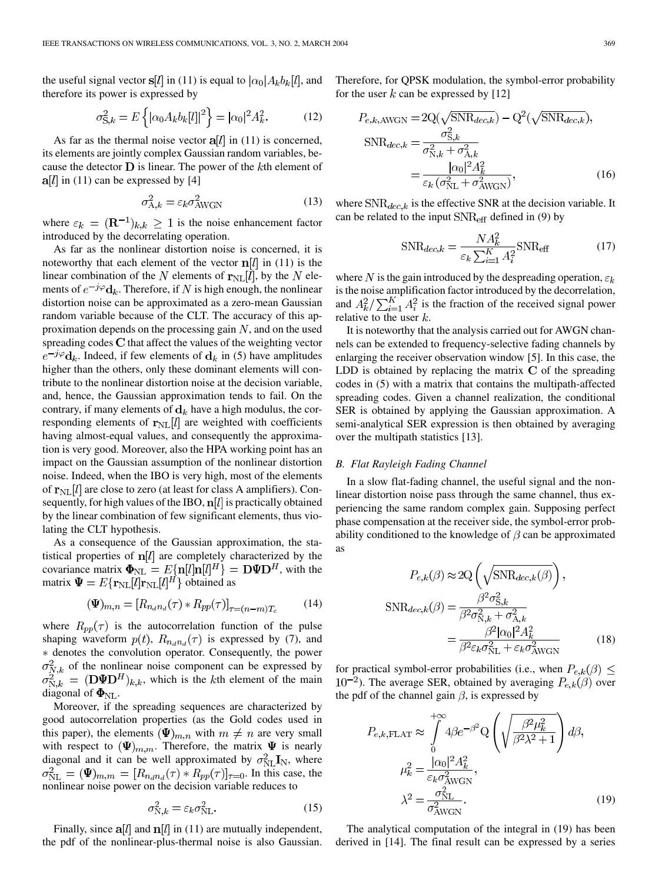the useful signal vector $\mathbf{s}[l]$ in (11) is equal to $|\alpha_0| A_k b_k[l]$, and therefore its power is expressed by

$$\sigma_{\mathrm{S},k}^2 = E\left\{ |\alpha_0 A_k b_k[l]|^2 \right\} = |\alpha_0|^2 A_k^2. \tag{12}$$

As far as the thermal noise vector $\mathbf{a}[l]$ in (11) is concerned, its elements are jointly complex Gaussian random variables, because the detector $\mathbf{D}$ is linear. The power of the $k$th element of $\mathbf{a}[l]$ in (11) can be expressed by [4]

$$\sigma_{\mathrm{A},k}^2 = \varepsilon_k \sigma_{\mathrm{AWGN}}^2 \tag{13}$$

where $\varepsilon_k = (\mathbf{R}^{-1})_{k,k} \geq 1$ is the noise enhancement factor introduced by the decorrelating operation.

As far as the nonlinear distortion noise is concerned, it is noteworthy that each element of the vector $\mathbf{n}[l]$ in (11) is the linear combination of the $N$ elements of $\mathbf{r}_{\mathrm{NL}}[l]$, by the $N$ elements of $e^{-j\varphi}\mathbf{d}_k$. Therefore, if $N$ is high enough, the nonlinear distortion noise can be approximated as a zero-mean Gaussian random variable because of the CLT. The accuracy of this approximation depends on the processing gain $N$, and on the used spreading codes $\mathbf{C}$ that affect the values of the weighting vector $e^{-j\varphi}\mathbf{d}_k$. Indeed, if few elements of $\mathbf{d}_k$ in (5) have amplitudes higher than the others, only these dominant elements will contribute to the nonlinear distortion noise at the decision variable, and, hence, the Gaussian approximation tends to fail. On the contrary, if many elements of $\mathbf{d}_k$ have a high modulus, the corresponding elements of $\mathbf{r}_{\mathrm{NL}}[l]$ are weighted with coefficients having almost-equal values, and consequently the approximation is very good. Moreover, also the HPA working point has an impact on the Gaussian assumption of the nonlinear distortion noise. Indeed, when the IBO is very high, most of the elements of $\mathbf{r}_{\mathrm{NL}}[l]$ are close to zero (at least for class A amplifiers). Consequently, for high values of the IBO, $\mathbf{n}[l]$ is practically obtained by the linear combination of few significant elements, thus violating the CLT hypothesis.

As a consequence of the Gaussian approximation, the statistical properties of $\mathbf{n}[l]$ are completely characterized by the covariance matrix $\mathbf{\Phi}_{\mathrm{NL}} = E\{\mathbf{n}[l]\mathbf{n}[l]^H\} = \mathbf{D}\mathbf{\Psi}\mathbf{D}^H$, with the matrix $\mathbf{\Psi} = E\{\mathbf{r}_{\mathrm{NL}}[l]\mathbf{r}_{\mathrm{NL}}[l]^H\}$ obtained as

$$(\mathbf{\Psi})_{m,n} = \left[R_{n_d n_d}(\tau) * R_{pp}(\tau)\right]_{\tau=(n-m)T_c} \tag{14}$$

where $R_{pp}(\tau)$ is the autocorrelation function of the pulse shaping waveform $p(t)$, $R_{n_d n_d}(\tau)$ is expressed by (7), and $*$ denotes the convolution operator. Consequently, the power $\sigma_{N,k}^2$ of the nonlinear noise component can be expressed by $\sigma_{\mathrm{N},k}^2 = (\mathbf{D}\mathbf{\Psi}\mathbf{D}^H)_{k,k}$, which is the $k$th element of the main diagonal of $\mathbf{\Phi}_{\mathrm{NL}}$.

Moreover, if the spreading sequences are characterized by good autocorrelation properties (as the Gold codes used in this paper), the elements $(\mathbf{\Psi})_{m,n}$ with $m \neq n$ are very small with respect to $(\mathbf{\Psi})_{m,m}$. Therefore, the matrix $\mathbf{\Psi}$ is nearly diagonal and it can be well approximated by $\sigma_{\mathrm{NL}}^2 \mathbf{I}_{\mathrm{N}}$, where $\sigma_{\mathrm{NL}}^2 = (\mathbf{\Psi})_{m,m} = [R_{n_d n_d}(\tau) * R_{pp}(\tau)]_{\tau=0}$. In this case, the nonlinear noise power on the decision variable reduces to

$$\sigma_{\mathrm{N},k}^2 = \varepsilon_k \sigma_{\mathrm{NL}}^2. \tag{15}$$

Finally, since $\mathbf{a}[l]$ and $\mathbf{n}[l]$ in (11) are mutually independent, the pdf of the nonlinear-plus-thermal noise is also Gaussian. Therefore, for QPSK modulation, the symbol-error probability for the user $k$ can be expressed by [12]

$$\begin{aligned} P_{e,k,\mathrm{AWGN}} &= 2\mathrm{Q}(\sqrt{\mathrm{SNR}_{dec,k}}) - \mathrm{Q}^2(\sqrt{\mathrm{SNR}_{dec,k}}), \\ \mathrm{SNR}_{dec,k} &= \frac{\sigma_{\mathrm{S},k}^2}{\sigma_{\mathrm{N},k}^2 + \sigma_{\mathrm{A},k}^2} \\ &= \frac{|\alpha_0|^2 A_k^2}{\varepsilon_k\left(\sigma_{\mathrm{NL}}^2 + \sigma_{\mathrm{AWGN}}^2\right)}, \end{aligned} \tag{16}$$

where $\mathrm{SNR}_{dec,k}$ is the effective SNR at the decision variable. It can be related to the input $\mathrm{SNR}_{\mathrm{eff}}$ defined in (9) by

$$\mathrm{SNR}_{dec,k} = \frac{N A_k^2}{\varepsilon_k \sum_{i=1}^{K} A_i^2} \mathrm{SNR}_{\mathrm{eff}} \tag{17}$$

where $N$ is the gain introduced by the despreading operation, $\varepsilon_k$ is the noise amplification factor introduced by the decorrelation, and $A_k^2 / \sum_{i=1}^{K} A_i^2$ is the fraction of the received signal power relative to the user $k$.

It is noteworthy that the analysis carried out for AWGN channels can be extended to frequency-selective fading channels by enlarging the receiver observation window [5]. In this case, the LDD is obtained by replacing the matrix $\mathbf{C}$ of the spreading codes in (5) with a matrix that contains the multipath-affected spreading codes. Given a channel realization, the conditional SER is obtained by applying the Gaussian approximation. A semi-analytical SER expression is then obtained by averaging over the multipath statistics [13].

### B. Flat Rayleigh Fading Channel

In a slow flat-fading channel, the useful signal and the nonlinear distortion noise pass through the same channel, thus experiencing the same random complex gain. Supposing perfect phase compensation at the receiver side, the symbol-error probability conditioned to the knowledge of $\beta$ can be approximated as

$$\begin{aligned} P_{e,k}(\beta) &\approx 2\mathrm{Q}\left(\sqrt{\mathrm{SNR}_{dec,k}(\beta)}\right), \\ \mathrm{SNR}_{dec,k}(\beta) &= \frac{\beta^2 \sigma_{\mathrm{S},k}^2}{\beta^2 \sigma_{\mathrm{N},k}^2 + \sigma_{\mathrm{A},k}^2} \\ &= \frac{\beta^2 |\alpha_0|^2 A_k^2}{\beta^2 \varepsilon_k \sigma_{\mathrm{NL}}^2 + \varepsilon_k \sigma_{\mathrm{AWGN}}^2} \end{aligned} \tag{18}$$

for practical symbol-error probabilities (i.e., when $P_{e,k}(\beta) \leq 10^{-2}$). The average SER, obtained by averaging $P_{e,k}(\beta)$ over the pdf of the channel gain $\beta$, is expressed by

$$\begin{aligned} P_{e,k,\mathrm{FLAT}} &\approx \int_0^{+\infty} 4\beta e^{-\beta^2} \mathrm{Q}\left(\sqrt{\frac{\beta^2 \mu_k^2}{\beta^2 \lambda^2 + 1}}\right) d\beta, \\ \mu_k^2 &= \frac{|\alpha_0|^2 A_k^2}{\varepsilon_k \sigma_{\mathrm{AWGN}}^2}, \\ \lambda^2 &= \frac{\sigma_{\mathrm{NL}}^2}{\sigma_{\mathrm{AWGN}}^2}. \end{aligned} \tag{19}$$

The analytical computation of the integral in (19) has been derived in [14]. The final result can be expressed by a series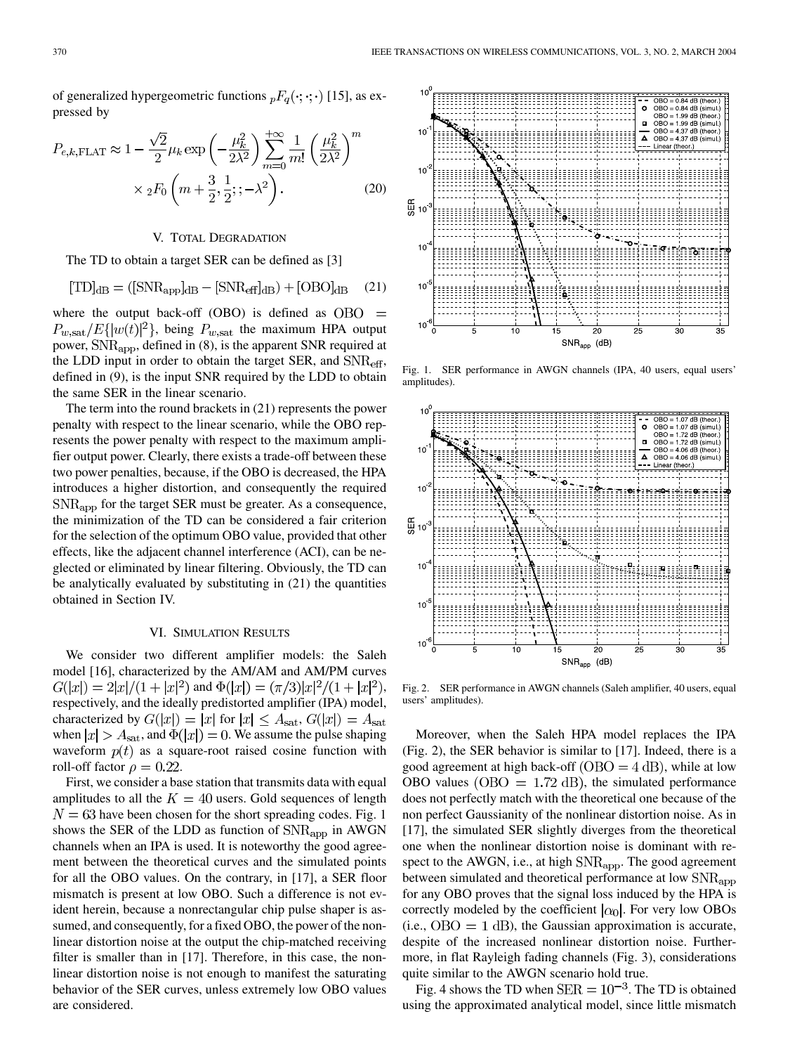of generalized hypergeometric functions ${}_pF_q(\cdot;\cdot;\cdot)$ [15], as expressed by

$$P_{e,k,\text{FLAT}} \approx 1 - \frac{\sqrt{2}}{2}\mu_k \exp\left(-\frac{\mu_k^2}{2\lambda^2}\right)\sum_{m=0}^{+\infty}\frac{1}{m!}\left(\frac{\mu_k^2}{2\lambda^2}\right)^m \times {}_2F_0\left(m+\frac{3}{2},\frac{1}{2};;-\lambda^2\right). \quad (20)$$

## V. Total Degradation

The TD to obtain a target SER can be defined as [3]

$$[\text{TD}]_{\text{dB}} = ([\text{SNR}_{\text{app}}]_{\text{dB}} - [\text{SNR}_{\text{eff}}]_{\text{dB}}) + [\text{OBO}]_{\text{dB}} \quad (21)$$

where the output back-off (OBO) is defined as $\text{OBO} = P_{w,\text{sat}}/E\{|w(t)|^2\}$, being $P_{w,\text{sat}}$ the maximum HPA output power, $\text{SNR}_{\text{app}}$, defined in (8), is the apparent SNR required at the LDD input in order to obtain the target SER, and $\text{SNR}_{\text{eff}}$, defined in (9), is the input SNR required by the LDD to obtain the same SER in the linear scenario.

The term into the round brackets in (21) represents the power penalty with respect to the linear scenario, while the OBO represents the power penalty with respect to the maximum amplifier output power. Clearly, there exists a trade-off between these two power penalties, because, if the OBO is decreased, the HPA introduces a higher distortion, and consequently the required $\text{SNR}_{\text{app}}$ for the target SER must be greater. As a consequence, the minimization of the TD can be considered a fair criterion for the selection of the optimum OBO value, provided that other effects, like the adjacent channel interference (ACI), can be neglected or eliminated by linear filtering. Obviously, the TD can be analytically evaluated by substituting in (21) the quantities obtained in Section IV.

## VI. Simulation Results

We consider two different amplifier models: the Saleh model [16], characterized by the AM/AM and AM/PM curves $G(|x|) = 2|x|/(1+|x|^2)$ and $\Phi(|x|) = (\pi/3)|x|^2/(1+|x|^2)$, respectively, and the ideally predistorted amplifier (IPA) model, characterized by $G(|x|) = |x|$ for $|x| \le A_{\text{sat}}$, $G(|x|) = A_{\text{sat}}$ when $|x| > A_{\text{sat}}$, and $\Phi(|x|) = 0$. We assume the pulse shaping waveform $p(t)$ as a square-root raised cosine function with roll-off factor $\rho = 0.22$.

First, we consider a base station that transmits data with equal amplitudes to all the $K = 40$ users. Gold sequences of length $N = 63$ have been chosen for the short spreading codes. Fig. 1 shows the SER of the LDD as function of $\text{SNR}_{\text{app}}$ in AWGN channels when an IPA is used. It is noteworthy the good agreement between the theoretical curves and the simulated points for all the OBO values. On the contrary, in [17], a SER floor mismatch is present at low OBO. Such a difference is not evident herein, because a nonrectangular chip pulse shaper is assumed, and consequently, for a fixed OBO, the power of the nonlinear distortion noise at the output the chip-matched receiving filter is smaller than in [17]. Therefore, in this case, the nonlinear distortion noise is not enough to manifest the saturating behavior of the SER curves, unless extremely low OBO values are considered.

Fig. 1. SER performance in AWGN channels (IPA, 40 users, equal users' amplitudes).

Fig. 2. SER performance in AWGN channels (Saleh amplifier, 40 users, equal users' amplitudes).

Moreover, when the Saleh HPA model replaces the IPA (Fig. 2), the SER behavior is similar to [17]. Indeed, there is a good agreement at high back-off ($\text{OBO} = 4$ dB), while at low OBO values ($\text{OBO} = 1.72$ dB), the simulated performance does not perfectly match with the theoretical one because of the non perfect Gaussianity of the nonlinear distortion noise. As in [17], the simulated SER slightly diverges from the theoretical one when the nonlinear distortion noise is dominant with respect to the AWGN, i.e., at high $\text{SNR}_{\text{app}}$. The good agreement between simulated and theoretical performance at low $\text{SNR}_{\text{app}}$ for any OBO proves that the signal loss induced by the HPA is correctly modeled by the coefficient $|\alpha_0|$. For very low OBOs (i.e., $\text{OBO} = 1$ dB), the Gaussian approximation is accurate, despite of the increased nonlinear distortion noise. Furthermore, in flat Rayleigh fading channels (Fig. 3), considerations quite similar to the AWGN scenario hold true.

Fig. 4 shows the TD when $\text{SER} = 10^{-3}$. The TD is obtained using the approximated analytical model, since little mismatch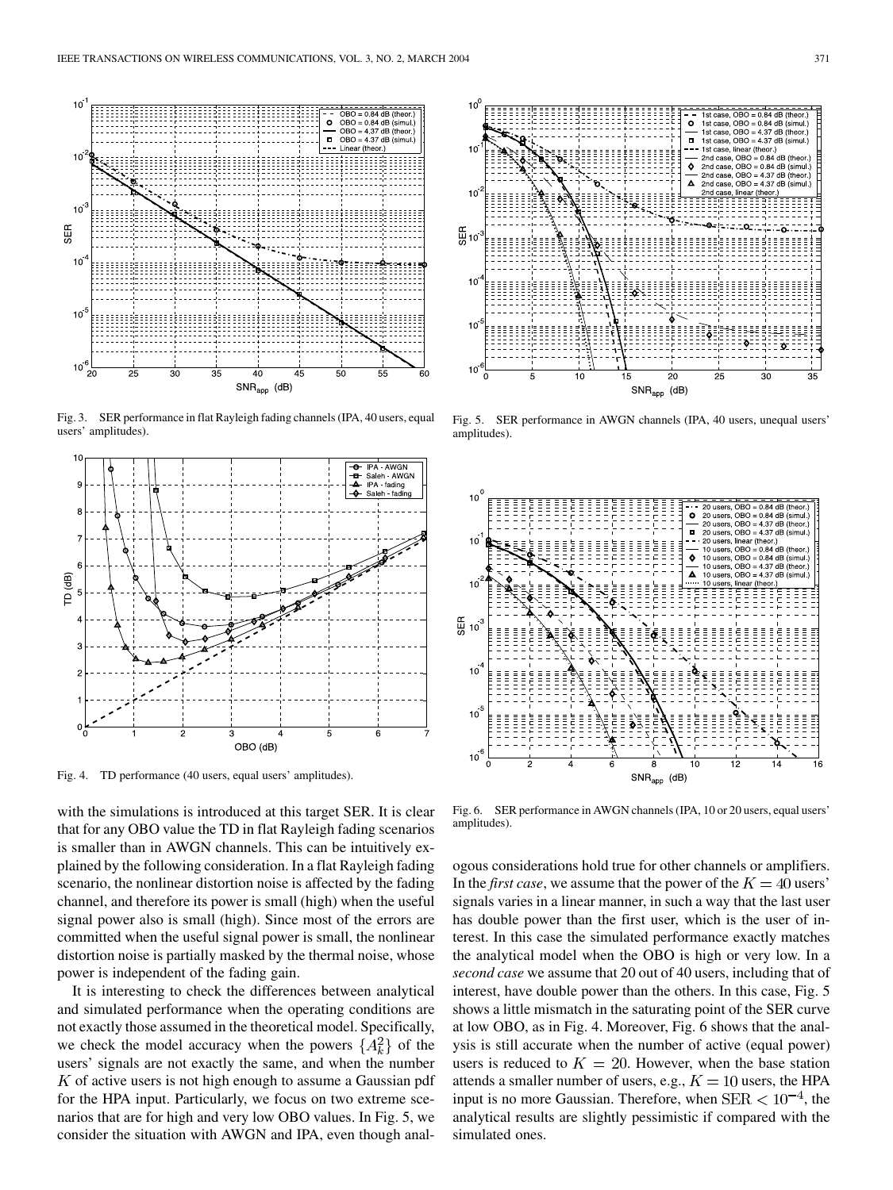Fig. 3. SER performance in flat Rayleigh fading channels (IPA, 40 users, equal users' amplitudes).

Fig. 4. TD performance (40 users, equal users' amplitudes).

with the simulations is introduced at this target SER. It is clear that for any OBO value the TD in flat Rayleigh fading scenarios is smaller than in AWGN channels. This can be intuitively explained by the following consideration. In a flat Rayleigh fading scenario, the nonlinear distortion noise is affected by the fading channel, and therefore its power is small (high) when the useful signal power also is small (high). Since most of the errors are committed when the useful signal power is small, the nonlinear distortion noise is partially masked by the thermal noise, whose power is independent of the fading gain.

It is interesting to check the differences between analytical and simulated performance when the operating conditions are not exactly those assumed in the theoretical model. Specifically, we check the model accuracy when the powers $\{A_k^2\}$ of the users' signals are not exactly the same, and when the number $K$ of active users is not high enough to assume a Gaussian pdf for the HPA input. Particularly, we focus on two extreme scenarios that are for high and very low OBO values. In Fig. 5, we consider the situation with AWGN and IPA, even though analogous considerations hold true for other channels or amplifiers. In the *first case*, we assume that the power of the $K = 40$ users' signals varies in a linear manner, in such a way that the last user has double power than the first user, which is the user of interest. In this case the simulated performance exactly matches the analytical model when the OBO is high or very low. In a *second case* we assume that 20 out of 40 users, including that of interest, have double power than the others. In this case, Fig. 5 shows a little mismatch in the saturating point of the SER curve at low OBO, as in Fig. 4. Moreover, Fig. 6 shows that the analysis is still accurate when the number of active (equal power) users is reduced to $K = 20$. However, when the base station attends a smaller number of users, e.g., $K = 10$ users, the HPA input is no more Gaussian. Therefore, when $\mathrm{SER} < 10^{-4}$, the analytical results are slightly pessimistic if compared with the simulated ones.

Fig. 5. SER performance in AWGN channels (IPA, 40 users, unequal users' amplitudes).

Fig. 6. SER performance in AWGN channels (IPA, 10 or 20 users, equal users' amplitudes).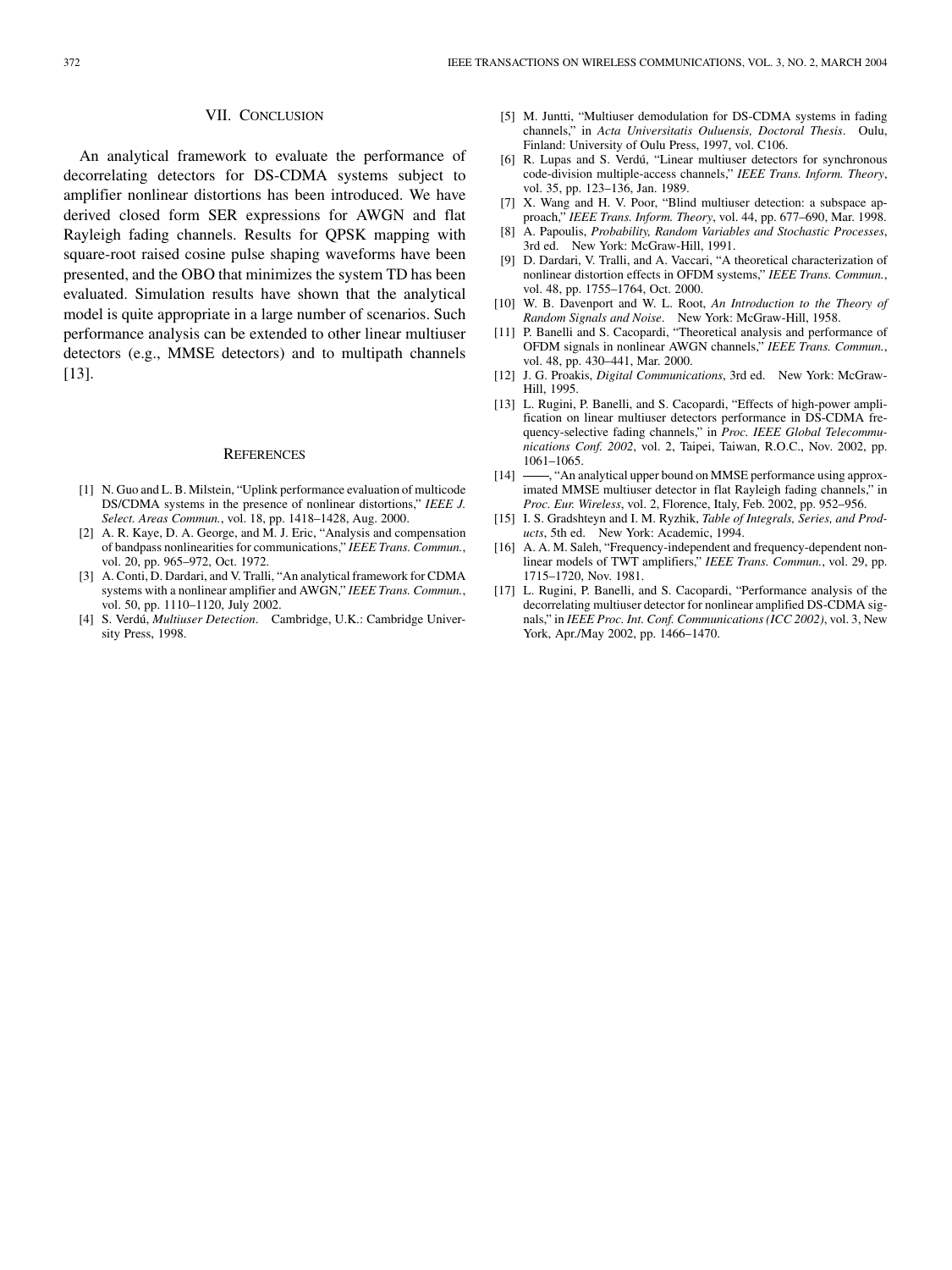## VII. Conclusion

An analytical framework to evaluate the performance of decorrelating detectors for DS-CDMA systems subject to amplifier nonlinear distortions has been introduced. We have derived closed form SER expressions for AWGN and flat Rayleigh fading channels. Results for QPSK mapping with square-root raised cosine pulse shaping waveforms have been presented, and the OBO that minimizes the system TD has been evaluated. Simulation results have shown that the analytical model is quite appropriate in a large number of scenarios. Such performance analysis can be extended to other linear multiuser detectors (e.g., MMSE detectors) and to multipath channels [13].

## References

[1] N. Guo and L. B. Milstein, "Uplink performance evaluation of multicode DS/CDMA systems in the presence of nonlinear distortions," *IEEE J. Select. Areas Commun.*, vol. 18, pp. 1418–1428, Aug. 2000.

[2] A. R. Kaye, D. A. George, and M. J. Eric, "Analysis and compensation of bandpass nonlinearities for communications," *IEEE Trans. Commun.*, vol. 20, pp. 965–972, Oct. 1972.

[3] A. Conti, D. Dardari, and V. Tralli, "An analytical framework for CDMA systems with a nonlinear amplifier and AWGN," *IEEE Trans. Commun.*, vol. 50, pp. 1110–1120, July 2002.

[4] S. Verdú, *Multiuser Detection*. Cambridge, U.K.: Cambridge University Press, 1998.

[5] M. Juntti, "Multiuser demodulation for DS-CDMA systems in fading channels," in *Acta Universitatis Ouluensis, Doctoral Thesis*. Oulu, Finland: University of Oulu Press, 1997, vol. C106.

[6] R. Lupas and S. Verdú, "Linear multiuser detectors for synchronous code-division multiple-access channels," *IEEE Trans. Inform. Theory*, vol. 35, pp. 123–136, Jan. 1989.

[7] X. Wang and H. V. Poor, "Blind multiuser detection: a subspace approach," *IEEE Trans. Inform. Theory*, vol. 44, pp. 677–690, Mar. 1998.

[8] A. Papoulis, *Probability, Random Variables and Stochastic Processes*, 3rd ed. New York: McGraw-Hill, 1991.

[9] D. Dardari, V. Tralli, and A. Vaccari, "A theoretical characterization of nonlinear distortion effects in OFDM systems," *IEEE Trans. Commun.*, vol. 48, pp. 1755–1764, Oct. 2000.

[10] W. B. Davenport and W. L. Root, *An Introduction to the Theory of Random Signals and Noise*. New York: McGraw-Hill, 1958.

[11] P. Banelli and S. Cacopardi, "Theoretical analysis and performance of OFDM signals in nonlinear AWGN channels," *IEEE Trans. Commun.*, vol. 48, pp. 430–441, Mar. 2000.

[12] J. G. Proakis, *Digital Communications*, 3rd ed. New York: McGraw-Hill, 1995.

[13] L. Rugini, P. Banelli, and S. Cacopardi, "Effects of high-power amplification on linear multiuser detectors performance in DS-CDMA frequency-selective fading channels," in *Proc. IEEE Global Telecommunications Conf. 2002*, vol. 2, Taipei, Taiwan, R.O.C., Nov. 2002, pp. 1061–1065.

[14] ——, "An analytical upper bound on MMSE performance using approximated MMSE multiuser detector in flat Rayleigh fading channels," in *Proc. Eur. Wireless*, vol. 2, Florence, Italy, Feb. 2002, pp. 952–956.

[15] I. S. Gradshteyn and I. M. Ryzhik, *Table of Integrals, Series, and Products*, 5th ed. New York: Academic, 1994.

[16] A. A. M. Saleh, "Frequency-independent and frequency-dependent nonlinear models of TWT amplifiers," *IEEE Trans. Commun.*, vol. 29, pp. 1715–1720, Nov. 1981.

[17] L. Rugini, P. Banelli, and S. Cacopardi, "Performance analysis of the decorrelating multiuser detector for nonlinear amplified DS-CDMA signals," in *IEEE Proc. Int. Conf. Communications (ICC 2002)*, vol. 3, New York, Apr./May 2002, pp. 1466–1470.